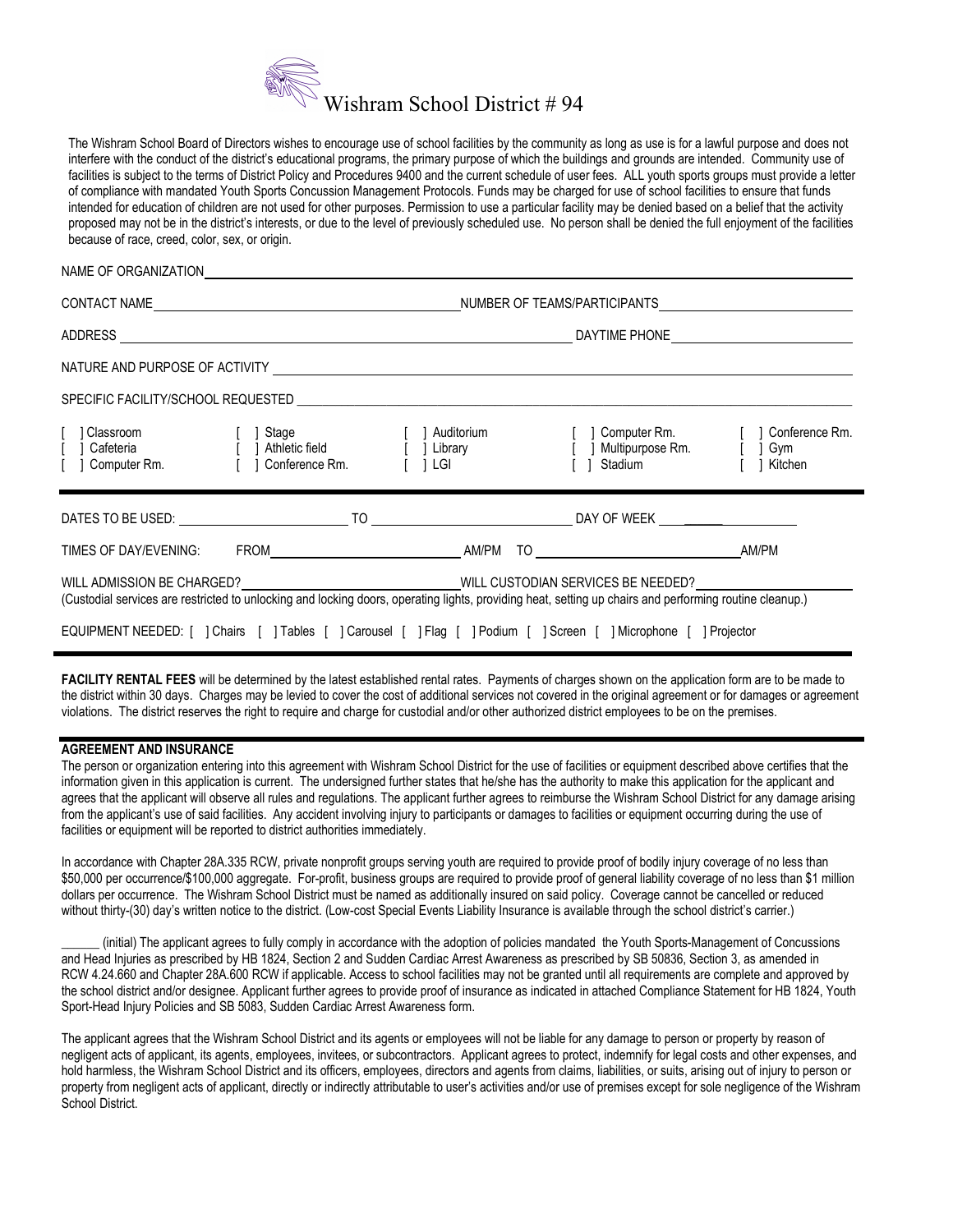# Wishram School District # 94

The Wishram School Board of Directors wishes to encourage use of school facilities by the community as long as use is for a lawful purpose and does not interfere with the conduct of the district's educational programs, the primary purpose of which the buildings and grounds are intended. Community use of facilities is subject to the terms of District Policy and Procedures 9400 and the current schedule of user fees. ALL youth sports groups must provide a letter of compliance with mandated Youth Sports Concussion Management Protocols. Funds may be charged for use of school facilities to ensure that funds intended for education of children are not used for other purposes. Permission to use a particular facility may be denied based on a belief that the activity proposed may not be in the district's interests, or due to the level of previously scheduled use. No person shall be denied the full enjoyment of the facilities because of race, creed, color, sex, or origin.

NAME OF ORGANIZATION ______________________________

CONTACT NAME ______________________________ NUMBER OF TEAMS/PARTICIPANTS ______________________________

ADDRESS ______________________________ DAYTIME PHONE ______________________________

NATURE AND PURPOSE OF ACTIVITY ______________________________

SPECIFIC FACILITY/SCHOOL REQUESTED ______________________________

[ ] Classroom  [ ] Stage  [ ] Auditorium  [ ] Computer Rm.  [ ] Conference Rm.
[ ] Cafeteria  [ ] Athletic field  [ ] Library  [ ] Multipurpose Rm.  [ ] Gym
[ ] Computer Rm.  [ ] Conference Rm.  [ ] LGI  [ ] Stadium  [ ] Kitchen

DATES TO BE USED: ______________________________ TO ______________________________ DAY OF WEEK ______________________________

TIMES OF DAY/EVENING: FROM ______________________________ AM/PM TO ______________________________ AM/PM

WILL ADMISSION BE CHARGED? ______________________________ WILL CUSTODIAN SERVICES BE NEEDED? ______________________________
(Custodial services are restricted to unlocking and locking doors, operating lights, providing heat, setting up chairs and performing routine cleanup.)

EQUIPMENT NEEDED: [ ] Chairs [ ] Tables [ ] Carousel [ ] Flag [ ] Podium [ ] Screen [ ] Microphone [ ] Projector

**FACILITY RENTAL FEES** will be determined by the latest established rental rates. Payments of charges shown on the application form are to be made to the district within 30 days. Charges may be levied to cover the cost of additional services not covered in the original agreement or for damages or agreement violations. The district reserves the right to require and charge for custodial and/or other authorized district employees to be on the premises.

**AGREEMENT AND INSURANCE**

The person or organization entering into this agreement with Wishram School District for the use of facilities or equipment described above certifies that the information given in this application is current. The undersigned further states that he/she has the authority to make this application for the applicant and agrees that the applicant will observe all rules and regulations. The applicant further agrees to reimburse the Wishram School District for any damage arising from the applicant's use of said facilities. Any accident involving injury to participants or damages to facilities or equipment occurring during the use of facilities or equipment will be reported to district authorities immediately.

In accordance with Chapter 28A.335 RCW, private nonprofit groups serving youth are required to provide proof of bodily injury coverage of no less than $50,000 per occurrence/$100,000 aggregate. For-profit, business groups are required to provide proof of general liability coverage of no less than $1 million dollars per occurrence. The Wishram School District must be named as additionally insured on said policy. Coverage cannot be cancelled or reduced without thirty-(30) day's written notice to the district. (Low-cost Special Events Liability Insurance is available through the school district's carrier.)

______ (initial) The applicant agrees to fully comply in accordance with the adoption of policies mandated the Youth Sports-Management of Concussions and Head Injuries as prescribed by HB 1824, Section 2 and Sudden Cardiac Arrest Awareness as prescribed by SB 50836, Section 3, as amended in RCW 4.24.660 and Chapter 28A.600 RCW if applicable. Access to school facilities may not be granted until all requirements are complete and approved by the school district and/or designee. Applicant further agrees to provide proof of insurance as indicated in attached Compliance Statement for HB 1824, Youth Sport-Head Injury Policies and SB 5083, Sudden Cardiac Arrest Awareness form.

The applicant agrees that the Wishram School District and its agents or employees will not be liable for any damage to person or property by reason of negligent acts of applicant, its agents, employees, invitees, or subcontractors. Applicant agrees to protect, indemnify for legal costs and other expenses, and hold harmless, the Wishram School District and its officers, employees, directors and agents from claims, liabilities, or suits, arising out of injury to person or property from negligent acts of applicant, directly or indirectly attributable to user's activities and/or use of premises except for sole negligence of the Wishram School District.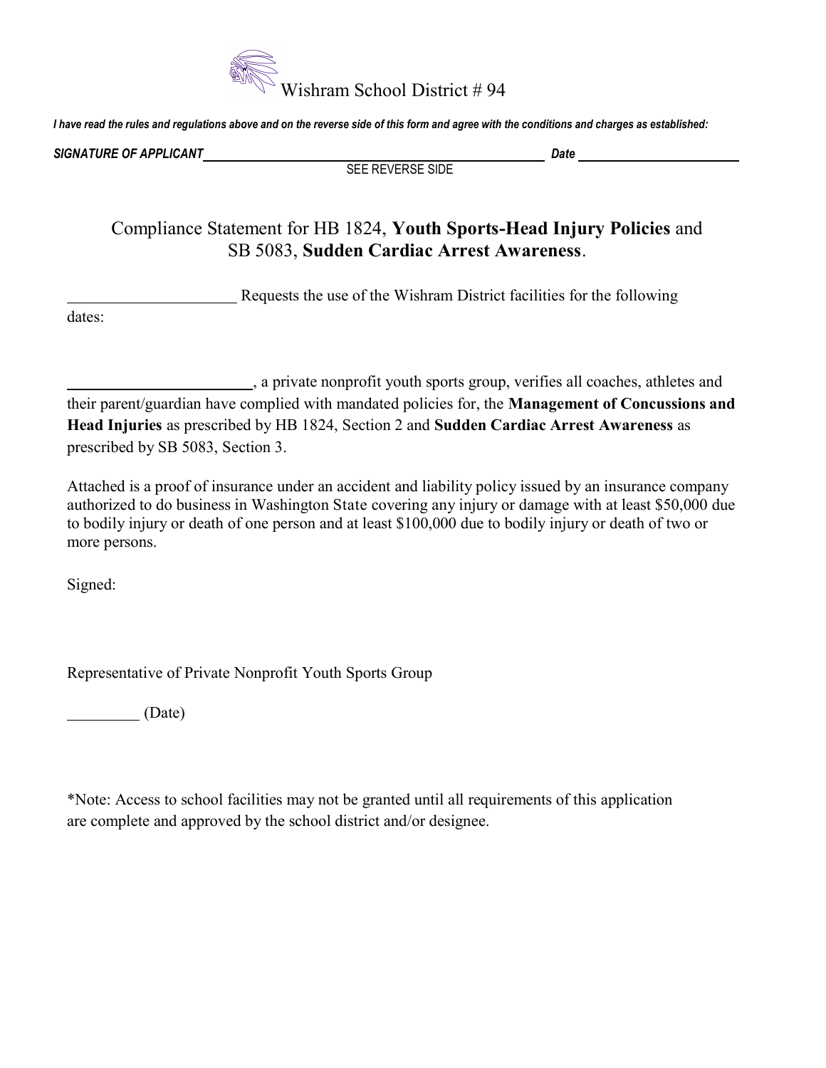Wishram School District # 94

***I have read the rules and regulations above and on the reverse side of this form and agree with the conditions and charges as established:***

***SIGNATURE OF APPLICANT*** ______________________________ ***Date*** ____________________

SEE REVERSE SIDE

## Compliance Statement for HB 1824, **Youth Sports-Head Injury Policies** and SB 5083, **Sudden Cardiac Arrest Awareness**.

____________________ Requests the use of the Wishram District facilities for the following dates:

____________________, a private nonprofit youth sports group, verifies all coaches, athletes and their parent/guardian have complied with mandated policies for, the **Management of Concussions and Head Injuries** as prescribed by HB 1824, Section 2 and **Sudden Cardiac Arrest Awareness** as prescribed by SB 5083, Section 3.

Attached is a proof of insurance under an accident and liability policy issued by an insurance company authorized to do business in Washington State covering any injury or damage with at least $50,000 due to bodily injury or death of one person and at least $100,000 due to bodily injury or death of two or more persons.

Signed:

Representative of Private Nonprofit Youth Sports Group

_________ (Date)

*Note: Access to school facilities may not be granted until all requirements of this application are complete and approved by the school district and/or designee.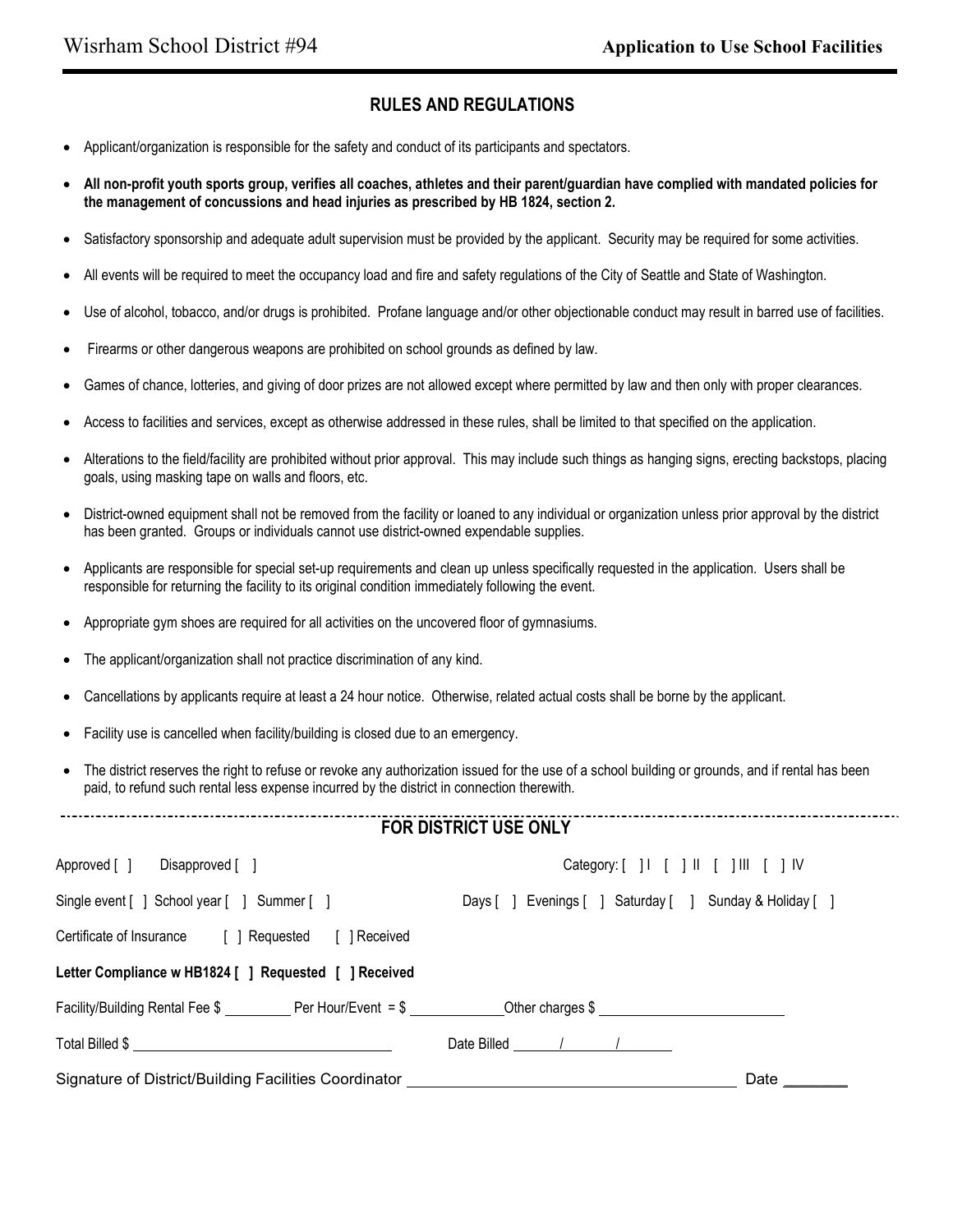## RULES AND REGULATIONS

- Applicant/organization is responsible for the safety and conduct of its participants and spectators.
- **All non-profit youth sports group, verifies all coaches, athletes and their parent/guardian have complied with mandated policies for the management of concussions and head injuries as prescribed by HB 1824, section 2.**
- Satisfactory sponsorship and adequate adult supervision must be provided by the applicant. Security may be required for some activities.
- All events will be required to meet the occupancy load and fire and safety regulations of the City of Seattle and State of Washington.
- Use of alcohol, tobacco, and/or drugs is prohibited. Profane language and/or other objectionable conduct may result in barred use of facilities.
- Firearms or other dangerous weapons are prohibited on school grounds as defined by law.
- Games of chance, lotteries, and giving of door prizes are not allowed except where permitted by law and then only with proper clearances.
- Access to facilities and services, except as otherwise addressed in these rules, shall be limited to that specified on the application.
- Alterations to the field/facility are prohibited without prior approval. This may include such things as hanging signs, erecting backstops, placing goals, using masking tape on walls and floors, etc.
- District-owned equipment shall not be removed from the facility or loaned to any individual or organization unless prior approval by the district has been granted. Groups or individuals cannot use district-owned expendable supplies.
- Applicants are responsible for special set-up requirements and clean up unless specifically requested in the application. Users shall be responsible for returning the facility to its original condition immediately following the event.
- Appropriate gym shoes are required for all activities on the uncovered floor of gymnasiums.
- The applicant/organization shall not practice discrimination of any kind.
- Cancellations by applicants require at least a 24 hour notice. Otherwise, related actual costs shall be borne by the applicant.
- Facility use is cancelled when facility/building is closed due to an emergency.
- The district reserves the right to refuse or revoke any authorization issued for the use of a school building or grounds, and if rental has been paid, to refund such rental less expense incurred by the district in connection therewith.

---

### FOR DISTRICT USE ONLY

Approved [ ] Disapproved [ ]

Category: [ ] I [ ] II [ ] III [ ] IV

Single event [ ] School year [ ] Summer [ ]

Days [ ] Evenings [ ] Saturday [ ] Sunday & Holiday [ ]

Certificate of Insurance [ ] Requested [ ] Received

**Letter Compliance w HB1824 [ ] Requested [ ] Received**

Facility/Building Rental Fee $ _________ Per Hour/Event = $ ____________ Other charges $ ________________________

Total Billed $ ________________________________ Date Billed ______/______/______

Signature of District/Building Facilities Coordinator ____________________________________ Date _______